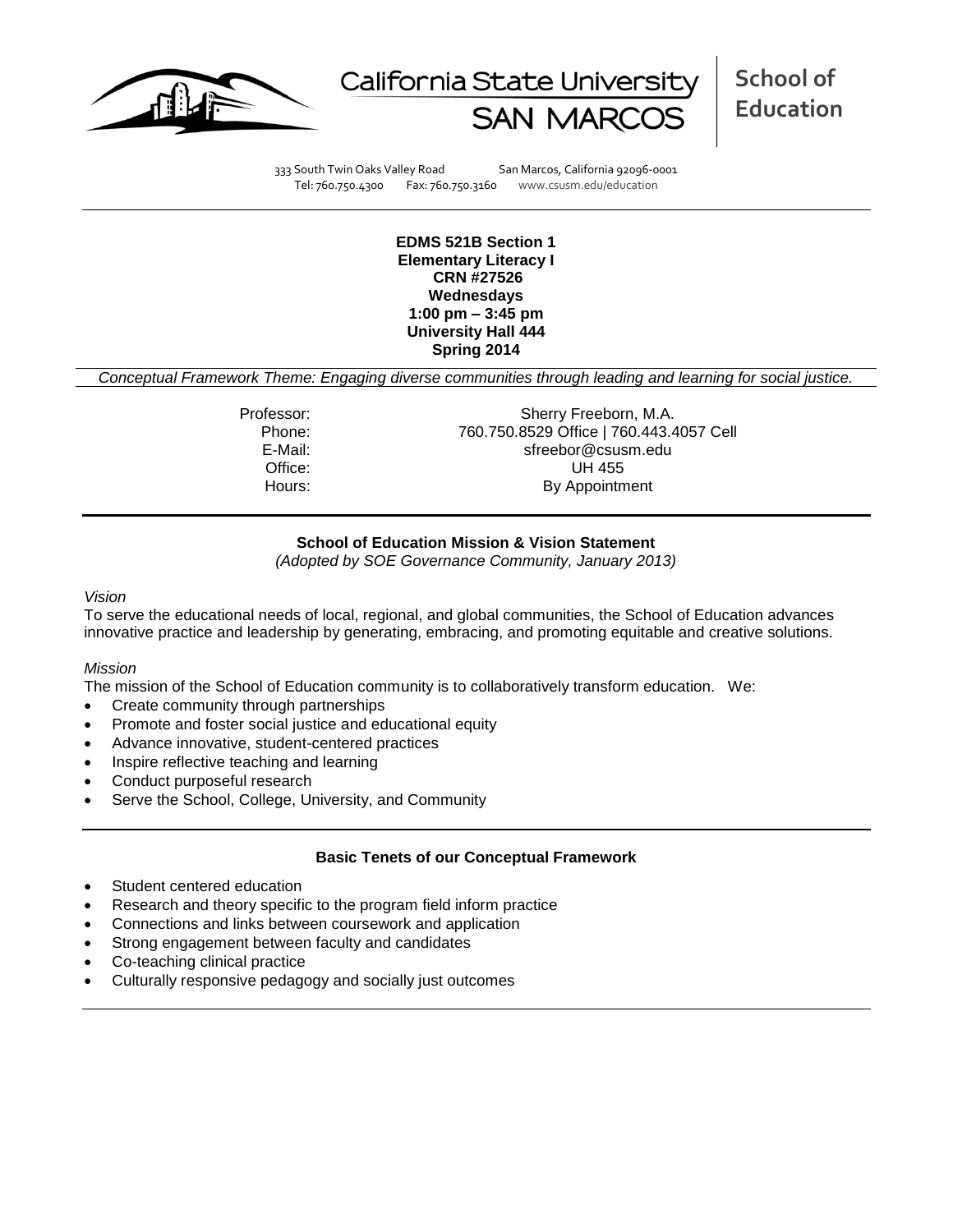California State University SAN MARCOS | **School of Education**

333 South Twin Oaks Valley Road San Marcos, California 92096-0001
Tel: 760.750.4300 Fax: 760.750.3160 www.csusm.edu/education

---

**EDMS 521B Section 1**
**Elementary Literacy I**
**CRN #27526**
**Wednesdays**
**1:00 pm – 3:45 pm**
**University Hall 444**
**Spring 2014**

*Conceptual Framework Theme: Engaging diverse communities through leading and learning for social justice.*

| | |
|---|---|
| Professor: | Sherry Freeborn, M.A. |
| Phone: | 760.750.8529 Office \| 760.443.4057 Cell |
| E-Mail: | sfreebor@csusm.edu |
| Office: | UH 455 |
| Hours: | By Appointment |

---

## School of Education Mission & Vision Statement

*(Adopted by SOE Governance Community, January 2013)*

*Vision*

To serve the educational needs of local, regional, and global communities, the School of Education advances innovative practice and leadership by generating, embracing, and promoting equitable and creative solutions.

*Mission*

The mission of the School of Education community is to collaboratively transform education. We:

- Create community through partnerships
- Promote and foster social justice and educational equity
- Advance innovative, student-centered practices
- Inspire reflective teaching and learning
- Conduct purposeful research
- Serve the School, College, University, and Community

---

## Basic Tenets of our Conceptual Framework

- Student centered education
- Research and theory specific to the program field inform practice
- Connections and links between coursework and application
- Strong engagement between faculty and candidates
- Co-teaching clinical practice
- Culturally responsive pedagogy and socially just outcomes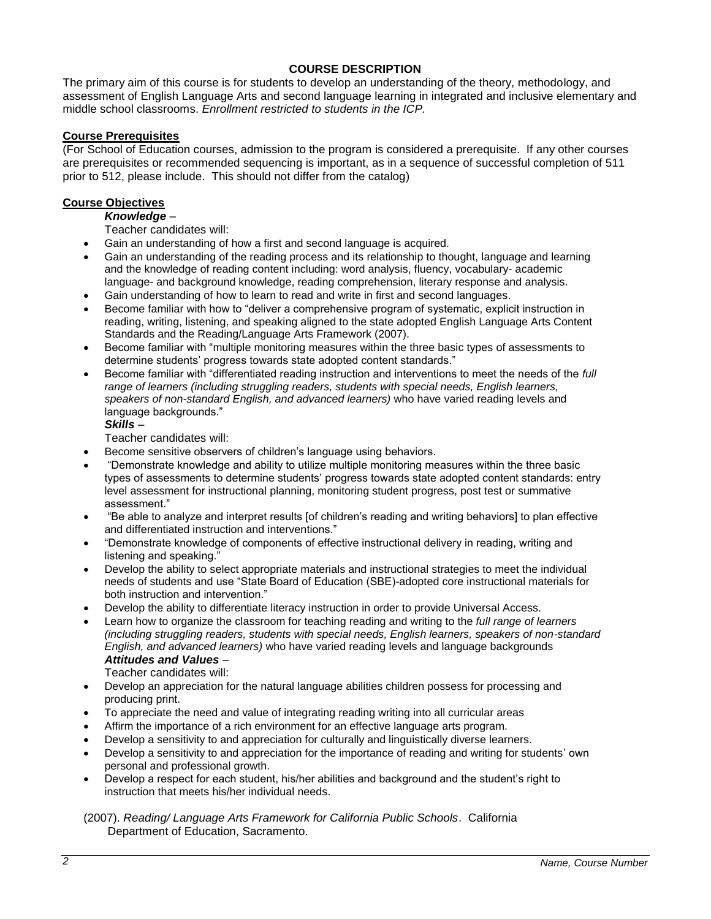## COURSE DESCRIPTION

The primary aim of this course is for students to develop an understanding of the theory, methodology, and assessment of English Language Arts and second language learning in integrated and inclusive elementary and middle school classrooms. *Enrollment restricted to students in the ICP.*

**Course Prerequisites**

(For School of Education courses, admission to the program is considered a prerequisite. If any other courses are prerequisites or recommended sequencing is important, as in a sequence of successful completion of 511 prior to 512, please include. This should not differ from the catalog)

**Course Objectives**

***Knowledge*** –

Teacher candidates will:

- Gain an understanding of how a first and second language is acquired.
- Gain an understanding of the reading process and its relationship to thought, language and learning and the knowledge of reading content including: word analysis, fluency, vocabulary- academic language- and background knowledge, reading comprehension, literary response and analysis.
- Gain understanding of how to learn to read and write in first and second languages.
- Become familiar with how to "deliver a comprehensive program of systematic, explicit instruction in reading, writing, listening, and speaking aligned to the state adopted English Language Arts Content Standards and the Reading/Language Arts Framework (2007).
- Become familiar with "multiple monitoring measures within the three basic types of assessments to determine students' progress towards state adopted content standards."
- Become familiar with "differentiated reading instruction and interventions to meet the needs of the *full range of learners (including struggling readers, students with special needs, English learners, speakers of non-standard English, and advanced learners)* who have varied reading levels and language backgrounds."

***Skills*** –

Teacher candidates will:

- Become sensitive observers of children's language using behaviors.
- "Demonstrate knowledge and ability to utilize multiple monitoring measures within the three basic types of assessments to determine students' progress towards state adopted content standards: entry level assessment for instructional planning, monitoring student progress, post test or summative assessment."
- "Be able to analyze and interpret results [of children's reading and writing behaviors] to plan effective and differentiated instruction and interventions."
- "Demonstrate knowledge of components of effective instructional delivery in reading, writing and listening and speaking."
- Develop the ability to select appropriate materials and instructional strategies to meet the individual needs of students and use "State Board of Education (SBE)-adopted core instructional materials for both instruction and intervention."
- Develop the ability to differentiate literacy instruction in order to provide Universal Access.
- Learn how to organize the classroom for teaching reading and writing to the *full range of learners (including struggling readers, students with special needs, English learners, speakers of non-standard English, and advanced learners)* who have varied reading levels and language backgrounds

***Attitudes and Values*** –

Teacher candidates will:

- Develop an appreciation for the natural language abilities children possess for processing and producing print.
- To appreciate the need and value of integrating reading writing into all curricular areas
- Affirm the importance of a rich environment for an effective language arts program.
- Develop a sensitivity to and appreciation for culturally and linguistically diverse learners.
- Develop a sensitivity to and appreciation for the importance of reading and writing for students' own personal and professional growth.
- Develop a respect for each student, his/her abilities and background and the student's right to instruction that meets his/her individual needs.

(2007). *Reading/ Language Arts Framework for California Public Schools*. California Department of Education, Sacramento.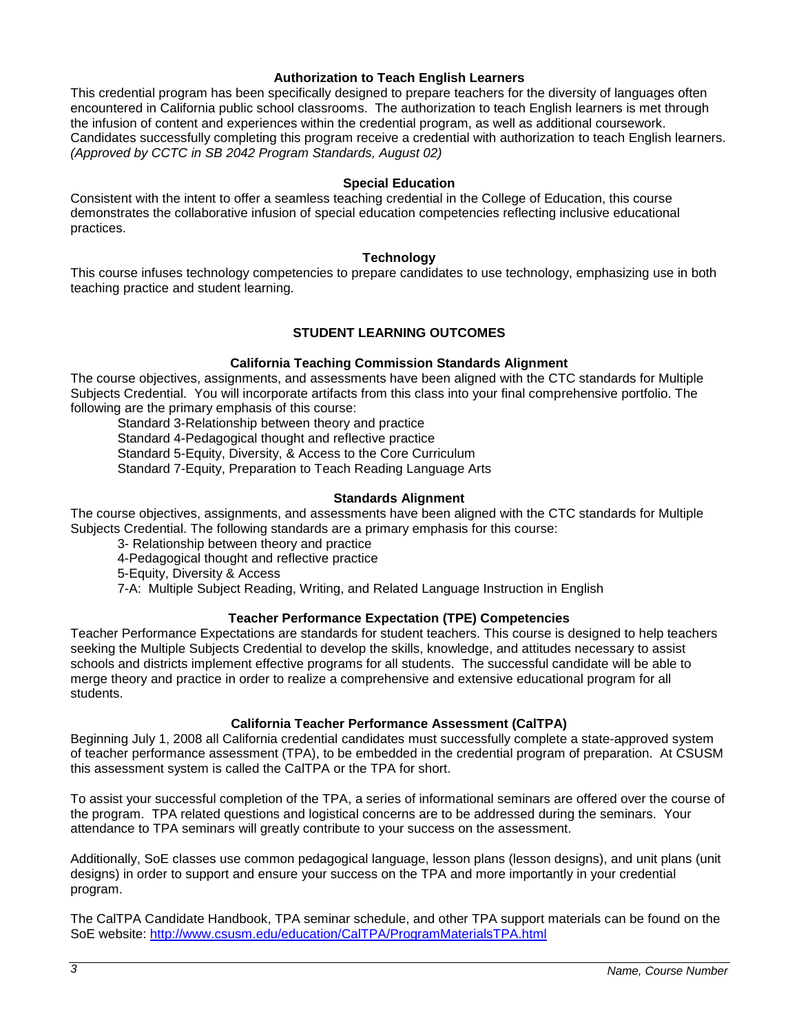### Authorization to Teach English Learners

This credential program has been specifically designed to prepare teachers for the diversity of languages often encountered in California public school classrooms. The authorization to teach English learners is met through the infusion of content and experiences within the credential program, as well as additional coursework. Candidates successfully completing this program receive a credential with authorization to teach English learners. *(Approved by CCTC in SB 2042 Program Standards, August 02)*

### Special Education

Consistent with the intent to offer a seamless teaching credential in the College of Education, this course demonstrates the collaborative infusion of special education competencies reflecting inclusive educational practices.

### Technology

This course infuses technology competencies to prepare candidates to use technology, emphasizing use in both teaching practice and student learning.

## STUDENT LEARNING OUTCOMES

### California Teaching Commission Standards Alignment

The course objectives, assignments, and assessments have been aligned with the CTC standards for Multiple Subjects Credential. You will incorporate artifacts from this class into your final comprehensive portfolio. The following are the primary emphasis of this course:

Standard 3-Relationship between theory and practice
Standard 4-Pedagogical thought and reflective practice
Standard 5-Equity, Diversity, & Access to the Core Curriculum
Standard 7-Equity, Preparation to Teach Reading Language Arts

### Standards Alignment

The course objectives, assignments, and assessments have been aligned with the CTC standards for Multiple Subjects Credential. The following standards are a primary emphasis for this course:

3- Relationship between theory and practice
4-Pedagogical thought and reflective practice
5-Equity, Diversity & Access
7-A: Multiple Subject Reading, Writing, and Related Language Instruction in English

### Teacher Performance Expectation (TPE) Competencies

Teacher Performance Expectations are standards for student teachers. This course is designed to help teachers seeking the Multiple Subjects Credential to develop the skills, knowledge, and attitudes necessary to assist schools and districts implement effective programs for all students. The successful candidate will be able to merge theory and practice in order to realize a comprehensive and extensive educational program for all students.

### California Teacher Performance Assessment (CalTPA)

Beginning July 1, 2008 all California credential candidates must successfully complete a state-approved system of teacher performance assessment (TPA), to be embedded in the credential program of preparation. At CSUSM this assessment system is called the CalTPA or the TPA for short.

To assist your successful completion of the TPA, a series of informational seminars are offered over the course of the program. TPA related questions and logistical concerns are to be addressed during the seminars. Your attendance to TPA seminars will greatly contribute to your success on the assessment.

Additionally, SoE classes use common pedagogical language, lesson plans (lesson designs), and unit plans (unit designs) in order to support and ensure your success on the TPA and more importantly in your credential program.

The CalTPA Candidate Handbook, TPA seminar schedule, and other TPA support materials can be found on the SoE website: http://www.csusm.edu/education/CalTPA/ProgramMaterialsTPA.html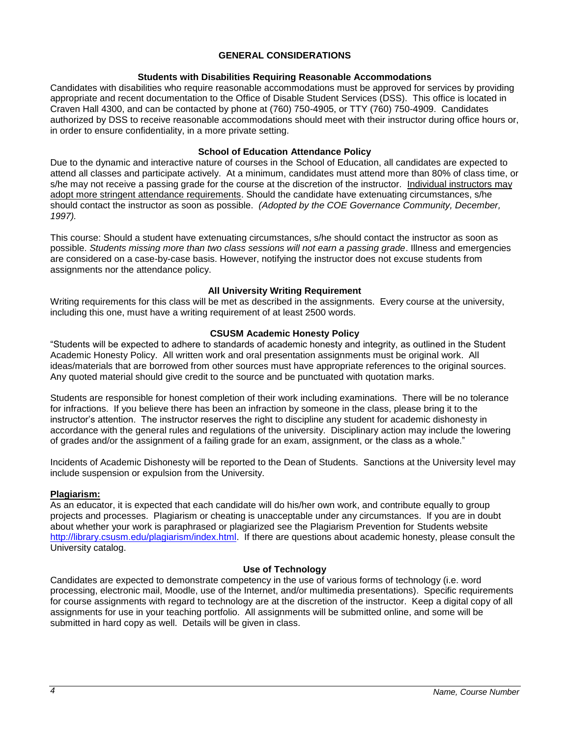## GENERAL CONSIDERATIONS

### Students with Disabilities Requiring Reasonable Accommodations

Candidates with disabilities who require reasonable accommodations must be approved for services by providing appropriate and recent documentation to the Office of Disable Student Services (DSS). This office is located in Craven Hall 4300, and can be contacted by phone at (760) 750-4905, or TTY (760) 750-4909. Candidates authorized by DSS to receive reasonable accommodations should meet with their instructor during office hours or, in order to ensure confidentiality, in a more private setting.

### School of Education Attendance Policy

Due to the dynamic and interactive nature of courses in the School of Education, all candidates are expected to attend all classes and participate actively. At a minimum, candidates must attend more than 80% of class time, or s/he may not receive a passing grade for the course at the discretion of the instructor. Individual instructors may adopt more stringent attendance requirements. Should the candidate have extenuating circumstances, s/he should contact the instructor as soon as possible. *(Adopted by the COE Governance Community, December, 1997).*

This course: Should a student have extenuating circumstances, s/he should contact the instructor as soon as possible. *Students missing more than two class sessions will not earn a passing grade*. Illness and emergencies are considered on a case-by-case basis. However, notifying the instructor does not excuse students from assignments nor the attendance policy.

### All University Writing Requirement

Writing requirements for this class will be met as described in the assignments. Every course at the university, including this one, must have a writing requirement of at least 2500 words.

### CSUSM Academic Honesty Policy

"Students will be expected to adhere to standards of academic honesty and integrity, as outlined in the Student Academic Honesty Policy. All written work and oral presentation assignments must be original work. All ideas/materials that are borrowed from other sources must have appropriate references to the original sources. Any quoted material should give credit to the source and be punctuated with quotation marks.

Students are responsible for honest completion of their work including examinations. There will be no tolerance for infractions. If you believe there has been an infraction by someone in the class, please bring it to the instructor's attention. The instructor reserves the right to discipline any student for academic dishonesty in accordance with the general rules and regulations of the university. Disciplinary action may include the lowering of grades and/or the assignment of a failing grade for an exam, assignment, or the class as a whole."

Incidents of Academic Dishonesty will be reported to the Dean of Students. Sanctions at the University level may include suspension or expulsion from the University.

**Plagiarism:**

As an educator, it is expected that each candidate will do his/her own work, and contribute equally to group projects and processes. Plagiarism or cheating is unacceptable under any circumstances. If you are in doubt about whether your work is paraphrased or plagiarized see the Plagiarism Prevention for Students website http://library.csusm.edu/plagiarism/index.html. If there are questions about academic honesty, please consult the University catalog.

### Use of Technology

Candidates are expected to demonstrate competency in the use of various forms of technology (i.e. word processing, electronic mail, Moodle, use of the Internet, and/or multimedia presentations). Specific requirements for course assignments with regard to technology are at the discretion of the instructor. Keep a digital copy of all assignments for use in your teaching portfolio. All assignments will be submitted online, and some will be submitted in hard copy as well. Details will be given in class.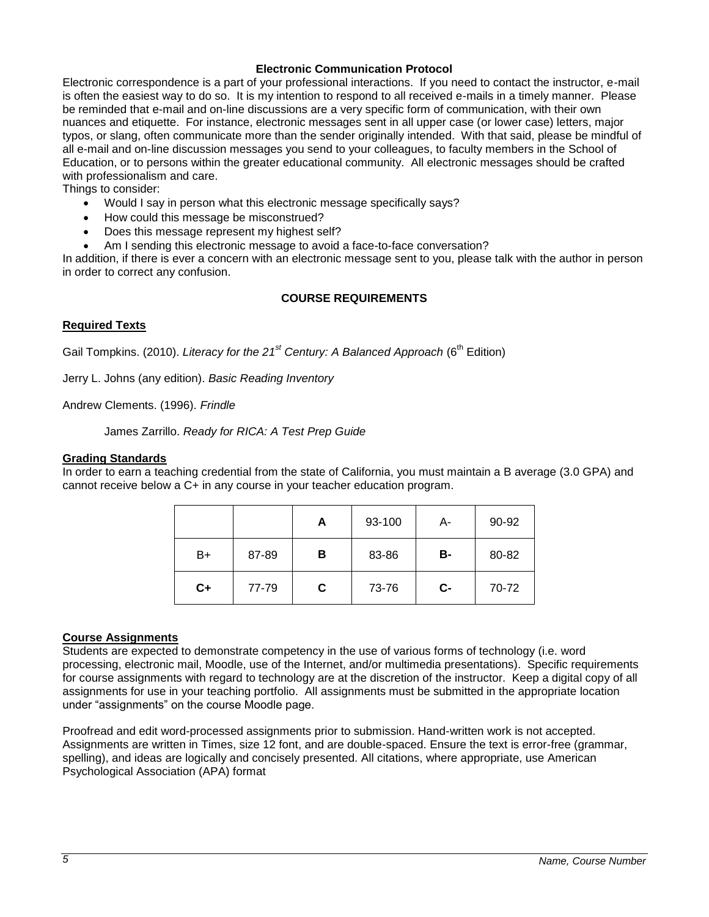## Electronic Communication Protocol

Electronic correspondence is a part of your professional interactions. If you need to contact the instructor, e-mail is often the easiest way to do so. It is my intention to respond to all received e-mails in a timely manner. Please be reminded that e-mail and on-line discussions are a very specific form of communication, with their own nuances and etiquette. For instance, electronic messages sent in all upper case (or lower case) letters, major typos, or slang, often communicate more than the sender originally intended. With that said, please be mindful of all e-mail and on-line discussion messages you send to your colleagues, to faculty members in the School of Education, or to persons within the greater educational community. All electronic messages should be crafted with professionalism and care.

Things to consider:

- Would I say in person what this electronic message specifically says?
- How could this message be misconstrued?
- Does this message represent my highest self?
- Am I sending this electronic message to avoid a face-to-face conversation?

In addition, if there is ever a concern with an electronic message sent to you, please talk with the author in person in order to correct any confusion.

## COURSE REQUIREMENTS

### Required Texts

Gail Tompkins. (2010). *Literacy for the 21st Century: A Balanced Approach* (6th Edition)

Jerry L. Johns (any edition). *Basic Reading Inventory*

Andrew Clements. (1996). *Frindle*

James Zarrillo. *Ready for RICA: A Test Prep Guide*

### Grading Standards

In order to earn a teaching credential from the state of California, you must maintain a B average (3.0 GPA) and cannot receive below a C+ in any course in your teacher education program.

| | | **A** | 93-100 | A- | 90-92 |
|---|---|---|---|---|---|
| B+ | 87-89 | **B** | 83-86 | **B-** | 80-82 |
| **C+** | 77-79 | **C** | 73-76 | **C-** | 70-72 |

### Course Assignments

Students are expected to demonstrate competency in the use of various forms of technology (i.e. word processing, electronic mail, Moodle, use of the Internet, and/or multimedia presentations). Specific requirements for course assignments with regard to technology are at the discretion of the instructor. Keep a digital copy of all assignments for use in your teaching portfolio. All assignments must be submitted in the appropriate location under "assignments" on the course Moodle page.

Proofread and edit word-processed assignments prior to submission. Hand-written work is not accepted. Assignments are written in Times, size 12 font, and are double-spaced. Ensure the text is error-free (grammar, spelling), and ideas are logically and concisely presented. All citations, where appropriate, use American Psychological Association (APA) format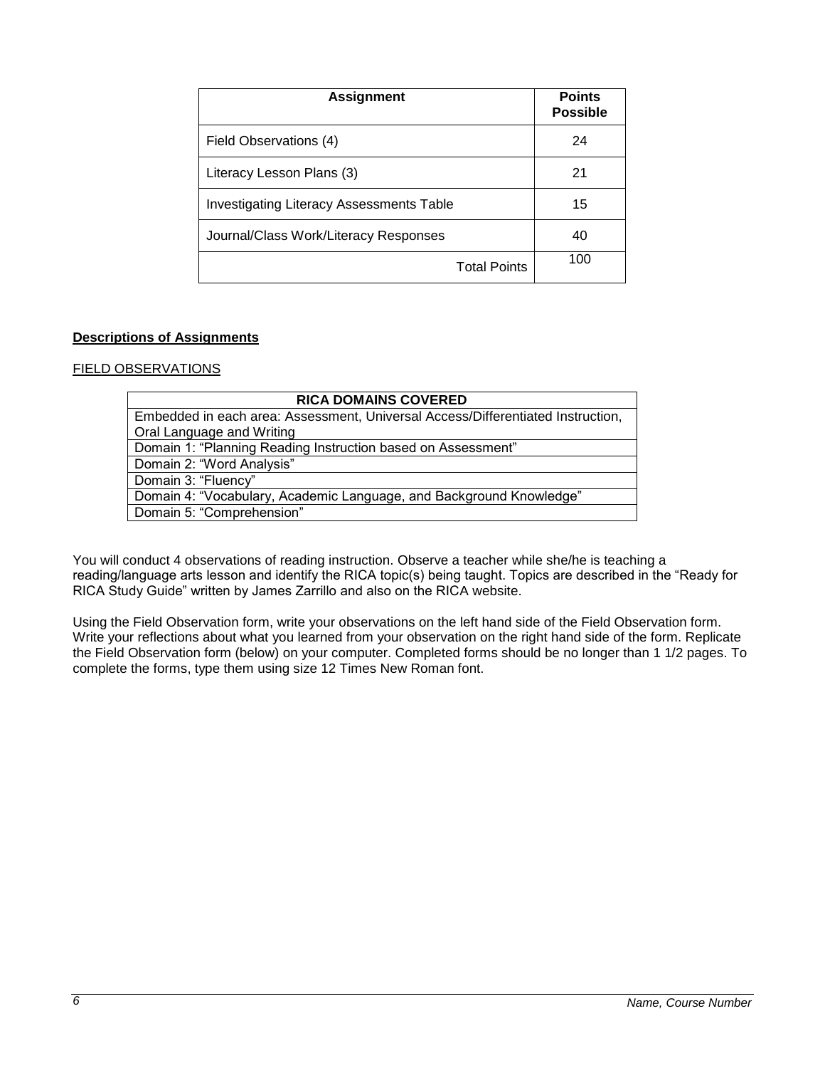| Assignment | Points Possible |
| --- | --- |
| Field Observations (4) | 24 |
| Literacy Lesson Plans (3) | 21 |
| Investigating Literacy Assessments Table | 15 |
| Journal/Class Work/Literacy Responses | 40 |
| Total Points | 100 |

**Descriptions of Assignments**

FIELD OBSERVATIONS

| RICA DOMAINS COVERED |
| --- |
| Embedded in each area: Assessment, Universal Access/Differentiated Instruction, Oral Language and Writing |
| Domain 1: "Planning Reading Instruction based on Assessment" |
| Domain 2: "Word Analysis" |
| Domain 3: "Fluency" |
| Domain 4: "Vocabulary, Academic Language, and Background Knowledge" |
| Domain 5: "Comprehension" |

You will conduct 4 observations of reading instruction. Observe a teacher while she/he is teaching a reading/language arts lesson and identify the RICA topic(s) being taught. Topics are described in the "Ready for RICA Study Guide" written by James Zarrillo and also on the RICA website.

Using the Field Observation form, write your observations on the left hand side of the Field Observation form. Write your reflections about what you learned from your observation on the right hand side of the form. Replicate the Field Observation form (below) on your computer. Completed forms should be no longer than 1 1/2 pages. To complete the forms, type them using size 12 Times New Roman font.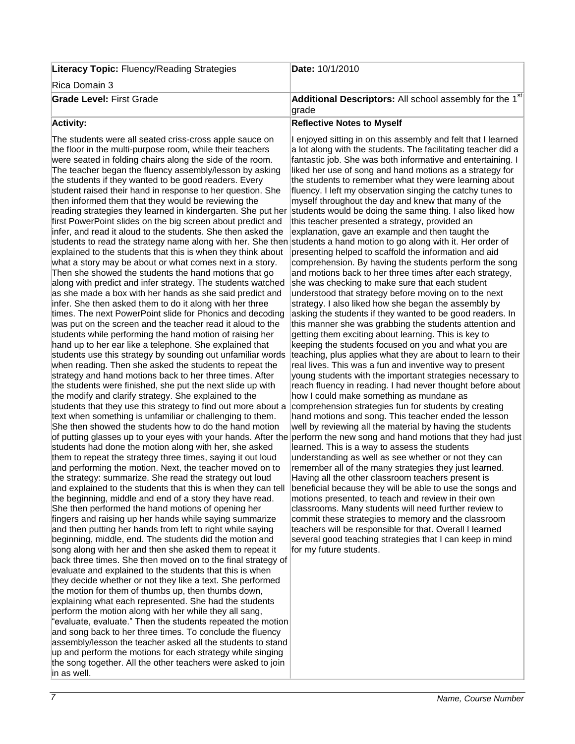| **Literacy Topic:** Fluency/Reading Strategies<br>Rica Domain 3 | **Date:** 10/1/2010 |
|---|---|
| **Grade Level:** First Grade | **Additional Descriptors:** All school assembly for the 1st grade |
| **Activity:** | **Reflective Notes to Myself** |
| The students were all seated criss-cross apple sauce on the floor in the multi-purpose room, while their teachers were seated in folding chairs along the side of the room. The teacher began the fluency assembly/lesson by asking the students if they wanted to be good readers. Every student raised their hand in response to her question. She then informed them that they would be reviewing the reading strategies they learned in kindergarten. She put her first PowerPoint slides on the big screen about predict and infer, and read it aloud to the students. She then asked the students to read the strategy name along with her. She then explained to the students that this is when they think about what a story may be about or what comes next in a story. Then she showed the students the hand motions that go along with predict and infer strategy. The students watched as she made a box with her hands as she said predict and infer. She then asked them to do it along with her three times. The next PowerPoint slide for Phonics and decoding was put on the screen and the teacher read it aloud to the students while performing the hand motion of raising her hand up to her ear like a telephone. She explained that students use this strategy by sounding out unfamiliar words when reading. Then she asked the students to repeat the strategy and hand motions back to her three times. After the students were finished, she put the next slide up with the modify and clarify strategy. She explained to the students that they use this strategy to find out more about a text when something is unfamiliar or challenging to them. She then showed the students how to do the hand motion of putting glasses up to your eyes with your hands. After the students had done the motion along with her, she asked them to repeat the strategy three times, saying it out loud and performing the motion. Next, the teacher moved on to the strategy: summarize. She read the strategy out loud and explained to the students that this is when they can tell the beginning, middle and end of a story they have read. She then performed the hand motions of opening her fingers and raising up her hands while saying summarize and then putting her hands from left to right while saying beginning, middle, end. The students did the motion and song along with her and then she asked them to repeat it back three times. She then moved on to the final strategy of evaluate and explained to the students that this is when they decide whether or not they like a text. She performed the motion for them of thumbs up, then thumbs down, explaining what each represented. She had the students perform the motion along with her while they all sang, "evaluate, evaluate." Then the students repeated the motion and song back to her three times. To conclude the fluency assembly/lesson the teacher asked all the students to stand up and perform the motions for each strategy while singing the song together. All the other teachers were asked to join in as well. | I enjoyed sitting in on this assembly and felt that I learned a lot along with the students. The facilitating teacher did a fantastic job. She was both informative and entertaining. I liked her use of song and hand motions as a strategy for the students to remember what they were learning about fluency. I left my observation singing the catchy tunes to myself throughout the day and knew that many of the students would be doing the same thing. I also liked how this teacher presented a strategy, provided an explanation, gave an example and then taught the students a hand motion to go along with it. Her order of presenting helped to scaffold the information and aid comprehension. By having the students perform the song and motions back to her three times after each strategy, she was checking to make sure that each student understood that strategy before moving on to the next strategy. I also liked how she began the assembly by asking the students if they wanted to be good readers. In this manner she was grabbing the students attention and getting them exciting about learning. This is key to keeping the students focused on you and what you are teaching, plus applies what they are about to learn to their real lives. This was a fun and inventive way to present young students with the important strategies necessary to reach fluency in reading. I had never thought before about how I could make something as mundane as comprehension strategies fun for students by creating hand motions and song. This teacher ended the lesson well by reviewing all the material by having the students perform the new song and hand motions that they had just learned. This is a way to assess the students understanding as well as see whether or not they can remember all of the many strategies they just learned. Having all the other classroom teachers present is beneficial because they will be able to use the songs and motions presented, to teach and review in their own classrooms. Many students will need further review to commit these strategies to memory and the classroom teachers will be responsible for that. Overall I learned several good teaching strategies that I can keep in mind for my future students. |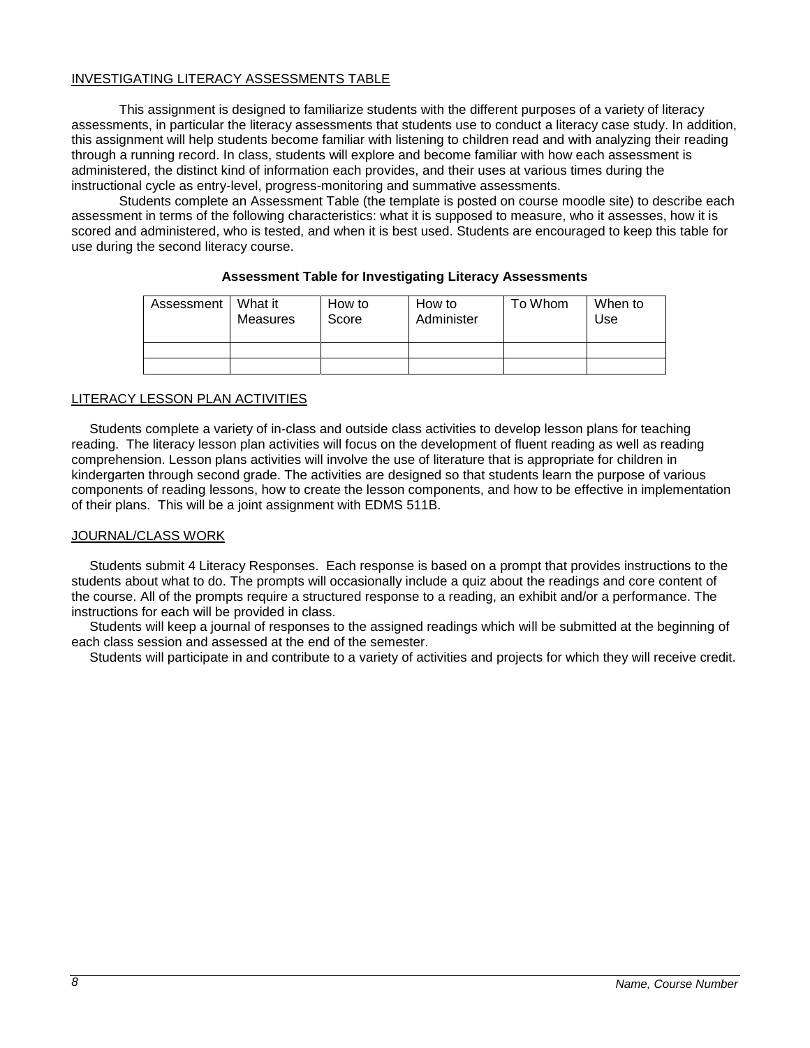## INVESTIGATING LITERACY ASSESSMENTS TABLE

This assignment is designed to familiarize students with the different purposes of a variety of literacy assessments, in particular the literacy assessments that students use to conduct a literacy case study. In addition, this assignment will help students become familiar with listening to children read and with analyzing their reading through a running record. In class, students will explore and become familiar with how each assessment is administered, the distinct kind of information each provides, and their uses at various times during the instructional cycle as entry-level, progress-monitoring and summative assessments.

Students complete an Assessment Table (the template is posted on course moodle site) to describe each assessment in terms of the following characteristics: what it is supposed to measure, who it assesses, how it is scored and administered, who is tested, and when it is best used. Students are encouraged to keep this table for use during the second literacy course.

**Assessment Table for Investigating Literacy Assessments**

| Assessment | What it Measures | How to Score | How to Administer | To Whom | When to Use |
|---|---|---|---|---|---|
| | | | | | |
| | | | | | |

## LITERACY LESSON PLAN ACTIVITIES

Students complete a variety of in-class and outside class activities to develop lesson plans for teaching reading. The literacy lesson plan activities will focus on the development of fluent reading as well as reading comprehension. Lesson plans activities will involve the use of literature that is appropriate for children in kindergarten through second grade. The activities are designed so that students learn the purpose of various components of reading lessons, how to create the lesson components, and how to be effective in implementation of their plans. This will be a joint assignment with EDMS 511B.

## JOURNAL/CLASS WORK

Students submit 4 Literacy Responses. Each response is based on a prompt that provides instructions to the students about what to do. The prompts will occasionally include a quiz about the readings and core content of the course. All of the prompts require a structured response to a reading, an exhibit and/or a performance. The instructions for each will be provided in class.

Students will keep a journal of responses to the assigned readings which will be submitted at the beginning of each class session and assessed at the end of the semester.

Students will participate in and contribute to a variety of activities and projects for which they will receive credit.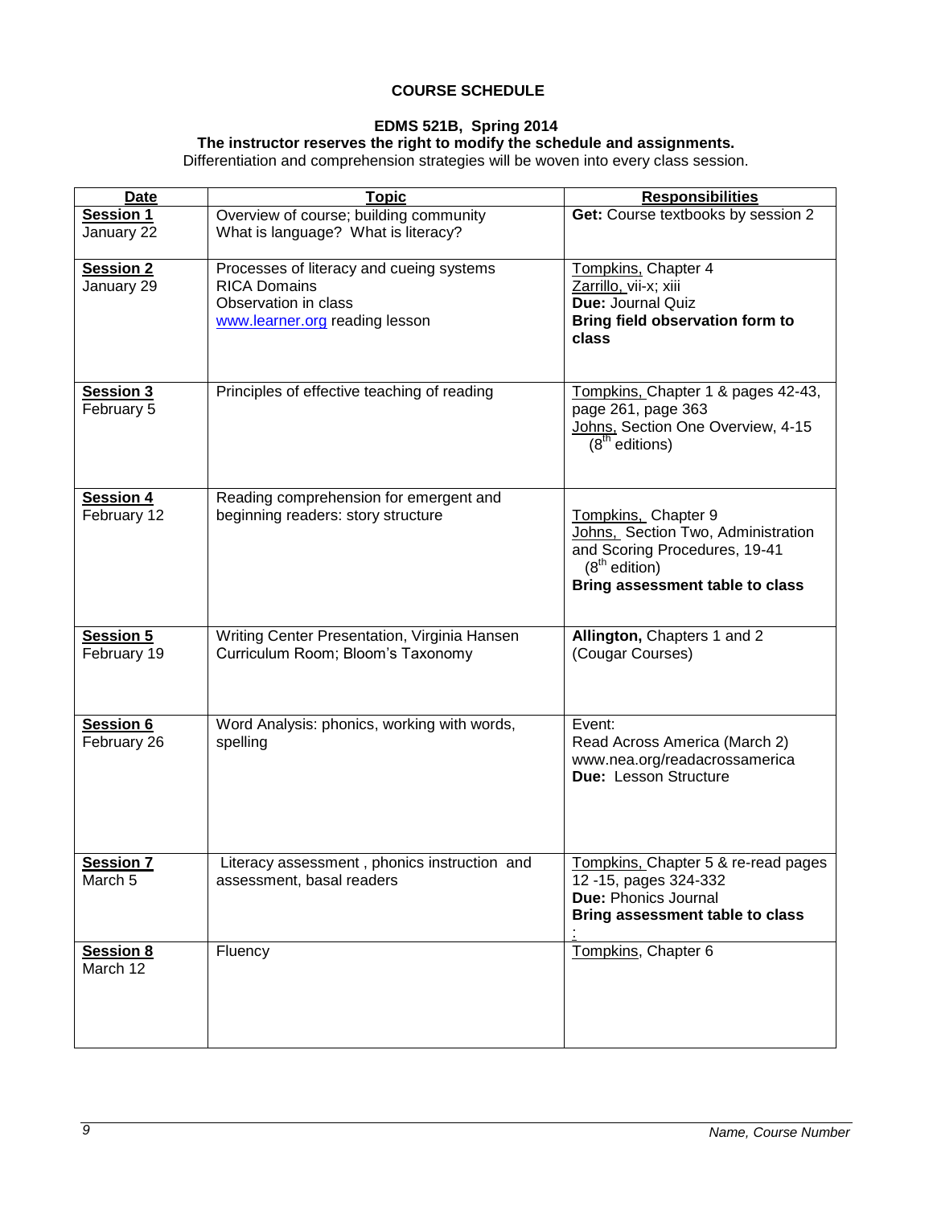## COURSE SCHEDULE

### EDMS 521B, Spring 2014

**The instructor reserves the right to modify the schedule and assignments.**

Differentiation and comprehension strategies will be woven into every class session.

| Date | Topic | Responsibilities |
|---|---|---|
| **Session 1**<br>January 22 | Overview of course; building community<br>What is language? What is literacy? | **Get:** Course textbooks by session 2 |
| **Session 2**<br>January 29 | Processes of literacy and cueing systems<br>RICA Domains<br>Observation in class<br>www.learner.org reading lesson | Tompkins, Chapter 4<br>Zarrillo, vii-x; xiii<br>**Due:** Journal Quiz<br>**Bring field observation form to class** |
| **Session 3**<br>February 5 | Principles of effective teaching of reading | Tompkins, Chapter 1 & pages 42-43, page 261, page 363<br>Johns, Section One Overview, 4-15 (8th editions) |
| **Session 4**<br>February 12 | Reading comprehension for emergent and beginning readers: story structure | Tompkins, Chapter 9<br>Johns, Section Two, Administration and Scoring Procedures, 19-41 (8th edition)<br>**Bring assessment table to class** |
| **Session 5**<br>February 19 | Writing Center Presentation, Virginia Hansen<br>Curriculum Room; Bloom's Taxonomy | **Allington,** Chapters 1 and 2 (Cougar Courses) |
| **Session 6**<br>February 26 | Word Analysis: phonics, working with words, spelling | Event:<br>Read Across America (March 2)<br>www.nea.org/readacrossamerica<br>**Due:** Lesson Structure |
| **Session 7**<br>March 5 | Literacy assessment , phonics instruction and assessment, basal readers | Tompkins, Chapter 5 & re-read pages 12 -15, pages 324-332<br>**Due:** Phonics Journal<br>**Bring assessment table to class**<br>: |
| **Session 8**<br>March 12 | Fluency | Tompkins, Chapter 6 |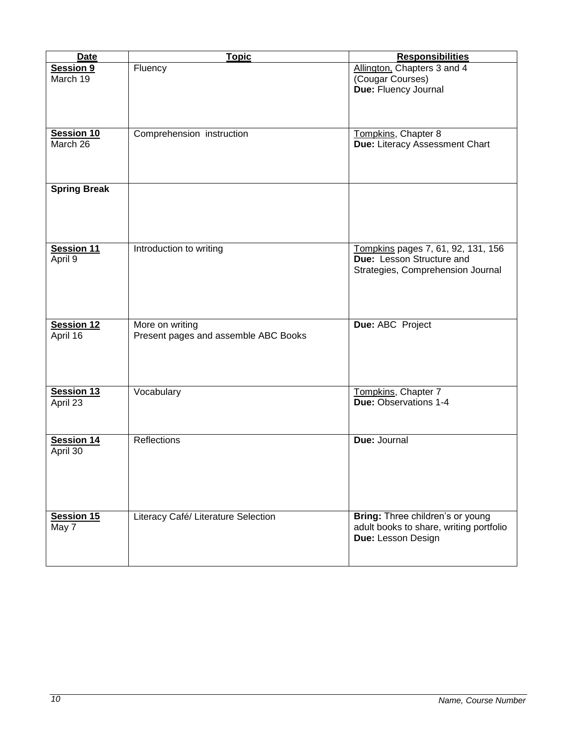| Date | Topic | Responsibilities |
|---|---|---|
| **Session 9**<br>March 19 | Fluency | Allington, Chapters 3 and 4<br>(Cougar Courses)<br>**Due:** Fluency Journal |
| **Session 10**<br>March 26 | Comprehension instruction | Tompkins, Chapter 8<br>**Due:** Literacy Assessment Chart |
| **Spring Break** | | |
| **Session 11**<br>April 9 | Introduction to writing | Tompkins pages 7, 61, 92, 131, 156<br>**Due:** Lesson Structure and Strategies, Comprehension Journal |
| **Session 12**<br>April 16 | More on writing<br>Present pages and assemble ABC Books | **Due:** ABC Project |
| **Session 13**<br>April 23 | Vocabulary | Tompkins, Chapter 7<br>**Due:** Observations 1-4 |
| **Session 14**<br>April 30 | Reflections | **Due:** Journal |
| **Session 15**<br>May 7 | Literacy Café/ Literature Selection | **Bring:** Three children's or young adult books to share, writing portfolio<br>**Due:** Lesson Design |